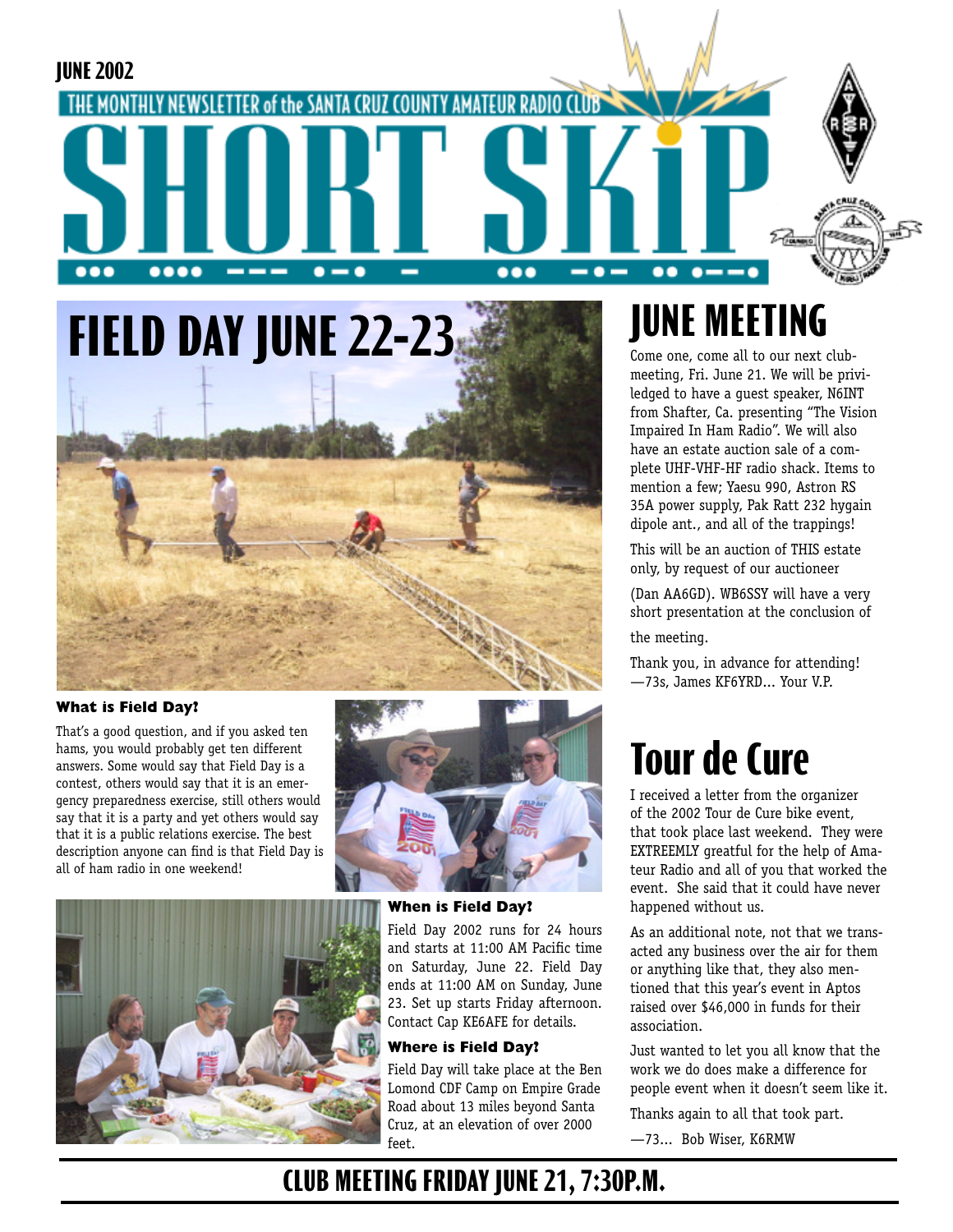JUNE 2002

THE MONTHLY NEWSLETTER of the SANTA CRUZ COUNTY AMATEUR RADIO CLUB

# SHORT SKIP

# FIELD DAY JUNE 22-23

### What is Field Day?

That's a good question, and if you asked ten hams, you would probably get ten different answers. Some would say that Field Day is a contest, others would say that it is an emergency preparedness exercise, still others would say that it is a party and yet others would say that it is a public relations exercise. The best description anyone can find is that Field Day is all of ham radio in one weekend!

### When is Field Day?

Field Day 2002 runs for 24 hours and starts at 11:00 AM Pacific time on Saturday, June 22. Field Day ends at 11:00 AM on Sunday, June 23. Set up starts Friday afternoon. Contact Cap KE6AFE for details.

### Where is Field Day?

Field Day will take place at the Ben Lomond CDF Camp on Empire Grade Road about 13 miles beyond Santa Cruz, at an elevation of over 2000 feet.

# JUNE MEETING

Come one, come all to our next club-meeting, Fri. June 21. We will be priviledged to have a guest speaker, N6INT from Shafter, Ca. presenting "The Vision Impaired In Ham Radio". We will also have an estate auction sale of a complete UHF-VHF-HF radio shack. Items to mention a few; Yaesu 990, Astron RS 35A power supply, Pak Ratt 232 hygain dipole ant., and all of the trappings!

This will be an auction of THIS estate only, by request of our auctioneer

(Dan AA6GD). WB6SSY will have a very short presentation at the conclusion of the meeting.

Thank you, in advance for attending!
—73s, James KF6YRD... Your V.P.

# Tour de Cure

I received a letter from the organizer of the 2002 Tour de Cure bike event, that took place last weekend. They were EXTREEMLY greatful for the help of Amateur Radio and all of you that worked the event. She said that it could have never happened without us.

As an additional note, not that we transacted any business over the air for them or anything like that, they also mentioned that this year's event in Aptos raised over $46,000 in funds for their association.

Just wanted to let you all know that the work we do does make a difference for people event when it doesn't seem like it.

Thanks again to all that took part.

—73... Bob Wiser, K6RMW

## CLUB MEETING FRIDAY JUNE 21, 7:30P.M.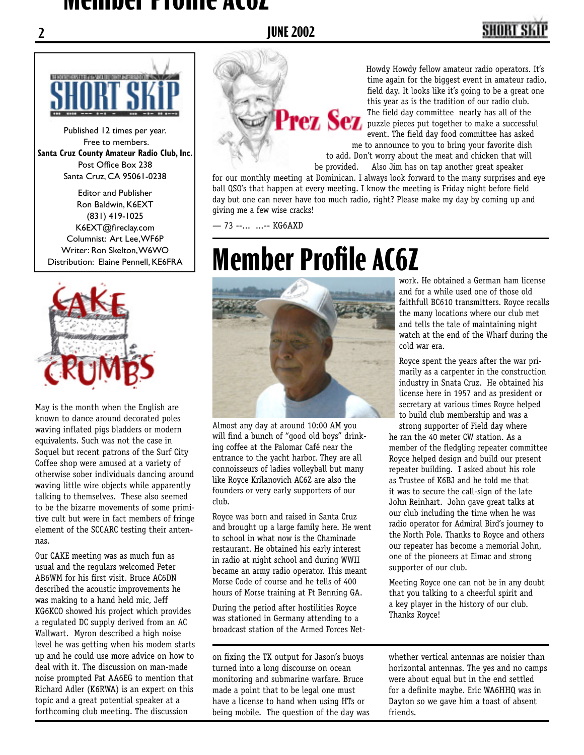Published 12 times per year.
Free to members.
**Santa Cruz County Amateur Radio Club, Inc.**
Post Office Box 238
Santa Cruz, CA 95061-0238

Editor and Publisher
Ron Baldwin, K6EXT
(831) 419-1025
K6EXT@fireclay.com
Columnist: Art Lee, WF6P
Writer: Ron Skelton, W6WO
Distribution: Elaine Pennell, KE6FRA

## Cake Crumbs

May is the month when the English are known to dance around decorated poles waving inflated pigs bladders or modern equivalents. Such was not the case in Soquel but recent patrons of the Surf City Coffee shop were amused at a variety of otherwise sober individuals dancing around waving little wire objects while apparently talking to themselves. These also seemed to be the bizarre movements of some primitive cult but were in fact members of fringe element of the SCCARC testing their antennas.

Our CAKE meeting was as much fun as usual and the regulars welcomed Peter AB6WM for his first visit. Bruce AC6DN described the acoustic improvements he was making to a hand held mic, Jeff KG6KCO showed his project which provides a regulated DC supply derived from an AC Wallwart. Myron described a high noise level he was getting when his modem starts up and he could use more advice on how to deal with it. The discussion on man-made noise prompted Pat AA6EG to mention that Richard Adler (K6RWA) is an expert on this topic and a great potential speaker at a forthcoming club meeting. The discussion on fixing the TX output for Jason's buoys turned into a long discourse on ocean monitoring and submarine warfare. Bruce made a point that to be legal one must have a license to hand when using HTs or being mobile. The question of the day was whether vertical antennas are noisier than horizontal antennas. The yes and no camps were about equal but in the end settled for a definite maybe. Eric WA6HHQ was in Dayton so we gave him a toast of absent friends.

## Prez Sez

Howdy Howdy fellow amateur radio operators. It's time again for the biggest event in amateur radio, field day. It looks like it's going to be a great one this year as is the tradition of our radio club. The field day committee nearly has all of the puzzle pieces put together to make a successful event. The field day food committee has asked me to announce to you to bring your favorite dish to add. Don't worry about the meat and chicken that will be provided. Also Jim has on tap another great speaker for our monthly meeting at Dominican. I always look forward to the many surprises and eye ball QSO's that happen at every meeting. I know the meeting is Friday night before field day but one can never have too much radio, right? Please make my day by coming up and giving me a few wise cracks!

— 73 --... ...-- KG6AXD

# Member Profile AC6Z

Almost any day at around 10:00 AM you will find a bunch of "good old boys" drinking coffee at the Palomar Café near the entrance to the yacht harbor. They are all connoisseurs of ladies volleyball but many like Royce Krilanovich AC6Z are also the founders or very early supporters of our club.

Royce was born and raised in Santa Cruz and brought up a large family here. He went to school in what now is the Chaminade restaurant. He obtained his early interest in radio at night school and during WWII became an army radio operator. This meant Morse Code of course and he tells of 400 hours of Morse training at Ft Benning GA.

During the period after hostilities Royce was stationed in Germany attending to a broadcast station of the Armed Forces Network. He obtained a German ham license and for a while used one of those old faithfull BC610 transmitters. Royce recalls the many locations where our club met and tells the tale of maintaining night watch at the end of the Wharf during the cold war era.

Royce spent the years after the war primarily as a carpenter in the construction industry in Snata Cruz. He obtained his license here in 1957 and as president or secretary at various times Royce helped to build club membership and was a strong supporter of Field day where he ran the 40 meter CW station. As a member of the fledgling repeater committee Royce helped design and build our present repeater building. I asked about his role as Trustee of K6BJ and he told me that it was to secure the call-sign of the late John Reinhart. John gave great talks at our club including the time when he was radio operator for Admiral Bird's journey to the North Pole. Thanks to Royce and others our repeater has become a memorial John, one of the pioneers at Eimac and strong supporter of our club.

Meeting Royce one can not be in any doubt that you talking to a cheerful spirit and a key player in the history of our club. Thanks Royce!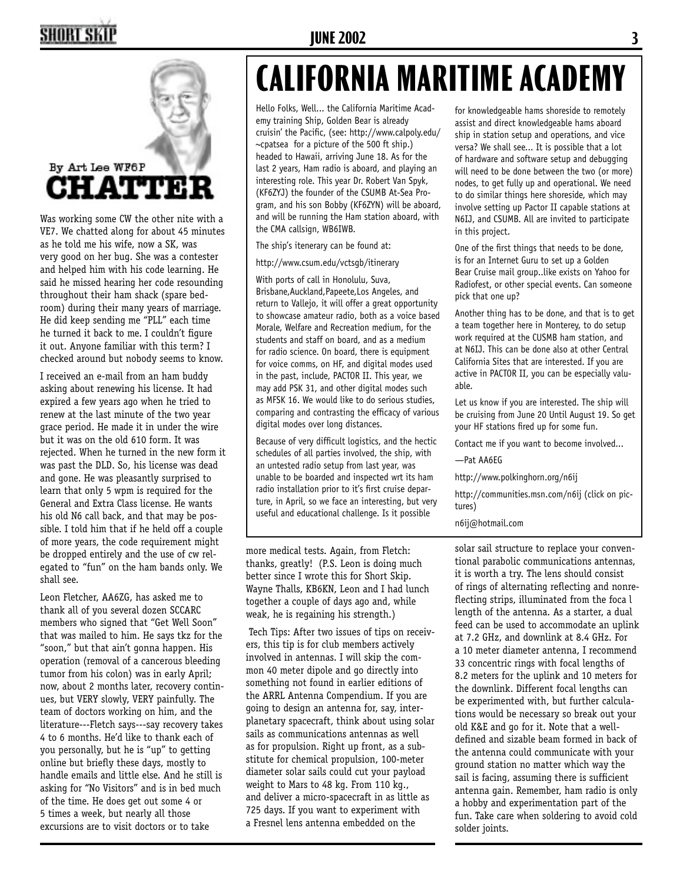# CHATTER

By Art Lee WF6P

Was working some CW the other nite with a VE7. We chatted along for about 45 minutes as he told me his wife, now a SK, was very good on her bug. She was a contester and helped him with his code learning. He said he missed hearing her code resounding throughout their ham shack (spare bedroom) during their many years of marriage. He did keep sending me "PLL" each time he turned it back to me. I couldn't figure it out. Anyone familiar with this term? I checked around but nobody seems to know.

I received an e-mail from an ham buddy asking about renewing his license. It had expired a few years ago when he tried to renew at the last minute of the two year grace period. He made it in under the wire but it was on the old 610 form. It was rejected. When he turned in the new form it was past the DLD. So, his license was dead and gone. He was pleasantly surprised to learn that only 5 wpm is required for the General and Extra Class license. He wants his old N6 call back, and that may be possible. I told him that if he held off a couple of more years, the code requirement might be dropped entirely and the use of cw relegated to "fun" on the ham bands only. We shall see.

Leon Fletcher, AA6ZG, has asked me to thank all of you several dozen SCCARC members who signed that "Get Well Soon" that was mailed to him. He says tkz for the "soon," but that ain't gonna happen. His operation (removal of a cancerous bleeding tumor from his colon) was in early April; now, about 2 months later, recovery continues, but VERY slowly, VERY painfully. The team of doctors working on him, and the literature---Fletch says---say recovery takes 4 to 6 months. He'd like to thank each of you personally, but he is "up" to getting online but briefly these days, mostly to handle emails and little else. And he still is asking for "No Visitors" and is in bed much of the time. He does get out some 4 or 5 times a week, but nearly all those excursions are to visit doctors or to take more medical tests. Again, from Fletch: thanks, greatly! (P.S. Leon is doing much better since I wrote this for Short Skip. Wayne Thalls, KB6KN, Leon and I had lunch together a couple of days ago and, while weak, he is regaining his strength.)

Tech Tips: After two issues of tips on receivers, this tip is for club members actively involved in antennas. I will skip the common 40 meter dipole and go directly into something not found in earlier editions of the ARRL Antenna Compendium. If you are going to design an antenna for, say, interplanetary spacecraft, think about using solar sails as communications antennas as well as for propulsion. Right up front, as a substitute for chemical propulsion, 100-meter diameter solar sails could cut your payload weight to Mars to 48 kg. From 110 kg., and deliver a micro-spacecraft in as little as 725 days. If you want to experiment with a Fresnel lens antenna embedded on the solar sail structure to replace your conventional parabolic communications antennas, it is worth a try. The lens should consist of rings of alternating reflecting and nonreflecting strips, illuminated from the foca l length of the antenna. As a starter, a dual feed can be used to accommodate an uplink at 7.2 GHz, and downlink at 8.4 GHz. For a 10 meter diameter antenna, I recommend 33 concentric rings with focal lengths of 8.2 meters for the uplink and 10 meters for the downlink. Different focal lengths can be experimented with, but further calculations would be necessary so break out your old K&E and go for it. Note that a well-defined and sizable beam formed in back of the antenna could communicate with your ground station no matter which way the sail is facing, assuming there is sufficient antenna gain. Remember, ham radio is only a hobby and experimentation part of the fun. Take care when soldering to avoid cold solder joints.

# CALIFORNIA MARITIME ACADEMY

Hello Folks, Well... the California Maritime Academy training Ship, Golden Bear is already cruisin' the Pacific, (see: http://www.calpoly.edu/~cpatsea for a picture of the 500 ft ship.) headed to Hawaii, arriving June 18. As for the last 2 years, Ham radio is aboard, and playing an interesting role. This year Dr. Robert Van Spyk, (KF6ZYJ) the founder of the CSUMB At-Sea Program, and his son Bobby (KF6ZYN) will be aboard, and will be running the Ham station aboard, with the CMA callsign, WB6IWB.

The ship's itenerary can be found at:

http://www.csum.edu/vctsgb/itinerary

With ports of call in Honolulu, Suva, Brisbane,Auckland,Papeete,Los Angeles, and return to Vallejo, it will offer a great opportunity to showcase amateur radio, both as a voice based Morale, Welfare and Recreation medium, for the students and staff on board, and as a medium for radio science. On board, there is equipment for voice comms, on HF, and digital modes used in the past, include, PACTOR II. This year, we may add PSK 31, and other digital modes such as MFSK 16. We would like to do serious studies, comparing and contrasting the efficacy of various digital modes over long distances.

Because of very difficult logistics, and the hectic schedules of all parties involved, the ship, with an untested radio setup from last year, was unable to be boarded and inspected wrt its ham radio installation prior to it's first cruise departure, in April, so we face an interesting, but very useful and educational challenge. Is it possible for knowledgeable hams shoreside to remotely assist and direct knowledgeable hams aboard ship in station setup and operations, and vice versa? We shall see... It is possible that a lot of hardware and software setup and debugging will need to be done between the two (or more) nodes, to get fully up and operational. We need to do similar things here shoreside, which may involve setting up Pactor II capable stations at N6IJ, and CSUMB. All are invited to participate in this project.

One of the first things that needs to be done, is for an Internet Guru to set up a Golden Bear Cruise mail group..like exists on Yahoo for Radiofest, or other special events. Can someone pick that one up?

Another thing has to be done, and that is to get a team together here in Monterey, to do setup work required at the CUSMB ham station, and at N6IJ. This can be done also at other Central California Sites that are interested. If you are active in PACTOR II, you can be especially valuable.

Let us know if you are interested. The ship will be cruising from June 20 Until August 19. So get your HF stations fired up for some fun.

Contact me if you want to become involved...

—Pat AA6EG

http://www.polkinghorn.org/n6ij

http://communities.msn.com/n6ij (click on pictures)

n6ij@hotmail.com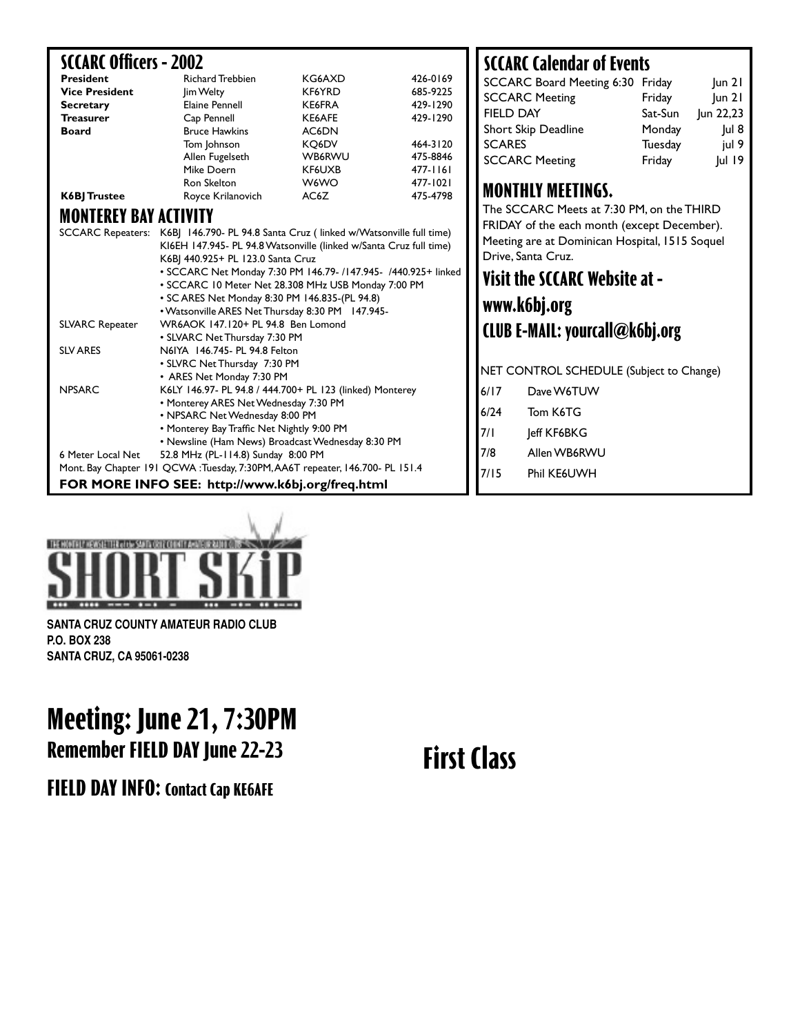## SCCARC Officers - 2002

| | | | |
|---|---|---|---|
| **President** | Richard Trebbien | KG6AXD | 426-0169 |
| **Vice President** | Jim Welty | KF6YRD | 685-9225 |
| **Secretary** | Elaine Pennell | KE6FRA | 429-1290 |
| **Treasurer** | Cap Pennell | KE6AFE | 429-1290 |
| **Board** | Bruce Hawkins | AC6DN | |
| | Tom Johnson | KQ6DV | 464-3120 |
| | Allen Fugelseth | WB6RWU | 475-8846 |
| | Mike Doern | KF6UXB | 477-1161 |
| | Ron Skelton | W6WO | 477-1021 |
| **K6BJ Trustee** | Royce Krilanovich | AC6Z | 475-4798 |

## MONTEREY BAY ACTIVITY

SCCARC Repeaters: K6BJ 146.790- PL 94.8 Santa Cruz ( linked w/Watsonville full time)
KI6EH 147.945- PL 94.8 Watsonville (linked w/Santa Cruz full time)
K6BJ 440.925+ PL 123.0 Santa Cruz
- SCCARC Net Monday 7:30 PM 146.79- /147.945- /440.925+ linked
- SCCARC 10 Meter Net 28.308 MHz USB Monday 7:00 PM
- SC ARES Net Monday 8:30 PM 146.835-(PL 94.8)
- Watsonville ARES Net Thursday 8:30 PM 147.945-

SLVARC Repeater WR6AOK 147.120+ PL 94.8 Ben Lomond
- SLVARC Net Thursday 7:30 PM

SLV ARES N6IYA 146.745- PL 94.8 Felton
- SLVRC Net Thursday 7:30 PM
- ARES Net Monday 7:30 PM

NPSARC K6LY 146.97- PL 94.8 / 444.700+ PL 123 (linked) Monterey
- Monterey ARES Net Wednesday 7:30 PM
- NPSARC Net Wednesday 8:00 PM
- Monterey Bay Traffic Net Nightly 9:00 PM
- Newsline (Ham News) Broadcast Wednesday 8:30 PM

6 Meter Local Net 52.8 MHz (PL-114.8) Sunday 8:00 PM

Mont. Bay Chapter 191 QCWA :Tuesday, 7:30PM, AA6T repeater, 146.700- PL 151.4

**FOR MORE INFO SEE: http://www.k6bj.org/freq.html**

## SCCARC Calendar of Events

| | | |
|---|---|---|
| SCCARC Board Meeting 6:30 | Friday | Jun 21 |
| SCCARC Meeting | Friday | Jun 21 |
| FIELD DAY | Sat-Sun | Jun 22,23 |
| Short Skip Deadline | Monday | Jul 8 |
| SCARES | Tuesday | jul 9 |
| SCCARC Meeting | Friday | Jul 19 |

## MONTHLY MEETINGS.

The SCCARC Meets at 7:30 PM, on the THIRD FRIDAY of the each month (except December). Meeting are at Dominican Hospital, 1515 Soquel Drive, Santa Cruz.

## Visit the SCCARC Website at - www.k6bj.org

## CLUB E-MAIL: yourcall@k6bj.org

NET CONTROL SCHEDULE (Subject to Change)

| | |
|---|---|
| 6/17 | Dave W6TUW |
| 6/24 | Tom K6TG |
| 7/1 | Jeff KF6BKG |
| 7/8 | Allen WB6RWU |
| 7/15 | Phil KE6UWH |

THE MONTHLY NEWSLETTER of the SANTA CRUZ COUNTY AMATEUR RADIO CLUB

SHORT SKiP

**SANTA CRUZ COUNTY AMATEUR RADIO CLUB**
**P.O. BOX 238**
**SANTA CRUZ, CA 95061-0238**

# Meeting: June 21, 7:30PM

## Remember FIELD DAY June 22-23

## FIELD DAY INFO: Contact Cap KE6AFE

# First Class